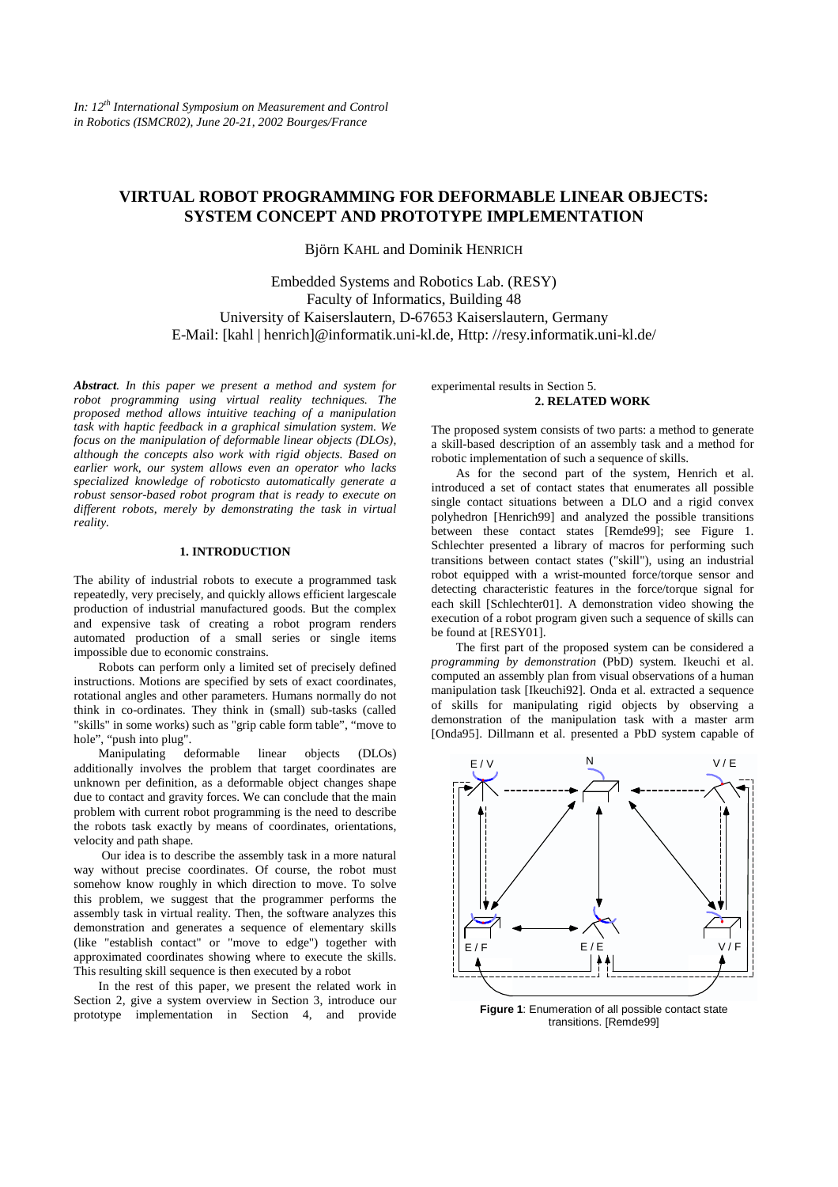*In: 12th International Symposium on Measurement and Control in Robotics (ISMCR02), June 20-21, 2002 Bourges/France*

# VIRTUAL ROBOT PROGRAMMING FOR DEFORMABLE LINEAR OBJECTS: SYSTEM CONCEPT AND PROTOTYPE IMPLEMENTATION

Björn KAHL and Dominik HENRICH

Embedded Systems and Robotics Lab. (RESY)
Faculty of Informatics, Building 48
University of Kaiserslautern, D-67653 Kaiserslautern, Germany
E-Mail: [kahl | henrich]@informatik.uni-kl.de, Http: //resy.informatik.uni-kl.de/

***Abstract**. In this paper we present a method and system for robot programming using virtual reality techniques. The proposed method allows intuitive teaching of a manipulation task with haptic feedback in a graphical simulation system. We focus on the manipulation of deformable linear objects (DLOs), although the concepts also work with rigid objects. Based on earlier work, our system allows even an operator who lacks specialized knowledge of roboticsto automatically generate a robust sensor-based robot program that is ready to execute on different robots, merely by demonstrating the task in virtual reality.*

## 1. INTRODUCTION

The ability of industrial robots to execute a programmed task repeatedly, very precisely, and quickly allows efficient largescale production of industrial manufactured goods. But the complex and expensive task of creating a robot program renders automated production of a small series or single items impossible due to economic constrains.

Robots can perform only a limited set of precisely defined instructions. Motions are specified by sets of exact coordinates, rotational angles and other parameters. Humans normally do not think in co-ordinates. They think in (small) sub-tasks (called "skills" in some works) such as "grip cable form table", "move to hole", "push into plug".

Manipulating deformable linear objects (DLOs) additionally involves the problem that target coordinates are unknown per definition, as a deformable object changes shape due to contact and gravity forces. We can conclude that the main problem with current robot programming is the need to describe the robots task exactly by means of coordinates, orientations, velocity and path shape.

Our idea is to describe the assembly task in a more natural way without precise coordinates. Of course, the robot must somehow know roughly in which direction to move. To solve this problem, we suggest that the programmer performs the assembly task in virtual reality. Then, the software analyzes this demonstration and generates a sequence of elementary skills (like "establish contact" or "move to edge") together with approximated coordinates showing where to execute the skills. This resulting skill sequence is then executed by a robot

In the rest of this paper, we present the related work in Section 2, give a system overview in Section 3, introduce our prototype implementation in Section 4, and provide experimental results in Section 5.

## 2. RELATED WORK

The proposed system consists of two parts: a method to generate a skill-based description of an assembly task and a method for robotic implementation of such a sequence of skills.

As for the second part of the system, Henrich et al. introduced a set of contact states that enumerates all possible single contact situations between a DLO and a rigid convex polyhedron [Henrich99] and analyzed the possible transitions between these contact states [Remde99]; see Figure 1. Schlechter presented a library of macros for performing such transitions between contact states ("skill"), using an industrial robot equipped with a wrist-mounted force/torque sensor and detecting characteristic features in the force/torque signal for each skill [Schlechter01]. A demonstration video showing the execution of a robot program given such a sequence of skills can be found at [RESY01].

The first part of the proposed system can be considered a *programming by demonstration* (PbD) system. Ikeuchi et al. computed an assembly plan from visual observations of a human manipulation task [Ikeuchi92]. Onda et al. extracted a sequence of skills for manipulating rigid objects by observing a demonstration of the manipulation task with a master arm [Onda95]. Dillmann et al. presented a PbD system capable of

**Figure 1**: Enumeration of all possible contact state transitions. [Remde99]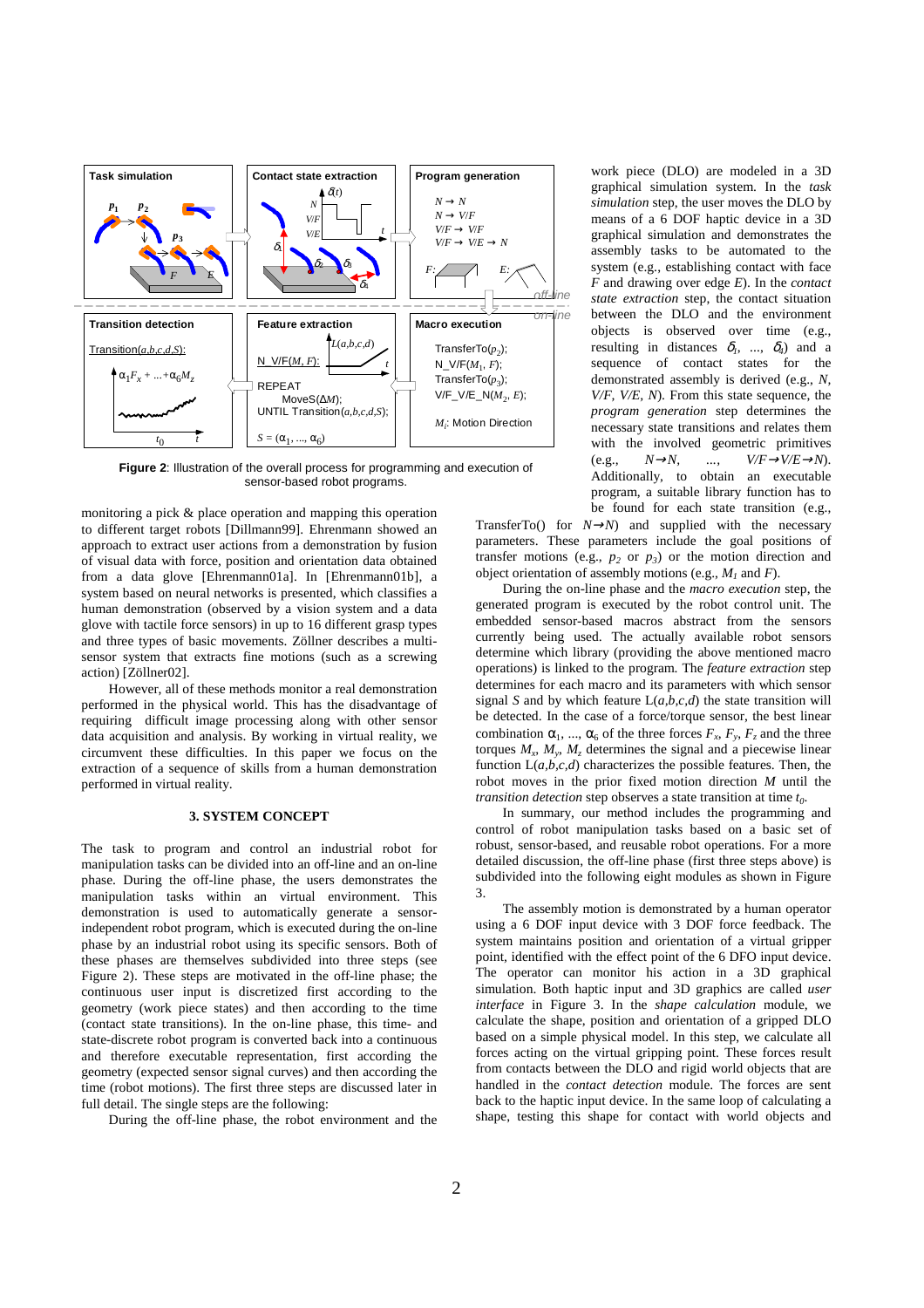Figure 2: Illustration of the overall process for programming and execution of sensor-based robot programs.

monitoring a pick & place operation and mapping this operation to different target robots [Dillmann99]. Ehrenmann showed an approach to extract user actions from a demonstration by fusion of visual data with force, position and orientation data obtained from a data glove [Ehrenmann01a]. In [Ehrenmann01b], a system based on neural networks is presented, which classifies a human demonstration (observed by a vision system and a data glove with tactile force sensors) in up to 16 different grasp types and three types of basic movements. Zöllner describes a multi-sensor system that extracts fine motions (such as a screwing action) [Zöllner02].

However, all of these methods monitor a real demonstration performed in the physical world. This has the disadvantage of requiring difficult image processing along with other sensor data acquisition and analysis. By working in virtual reality, we circumvent these difficulties. In this paper we focus on the extraction of a sequence of skills from a human demonstration performed in virtual reality.

## 3. SYSTEM CONCEPT

The task to program and control an industrial robot for manipulation tasks can be divided into an off-line and an on-line phase. During the off-line phase, the users demonstrates the manipulation tasks within an virtual environment. This demonstration is used to automatically generate a sensor-independent robot program, which is executed during the on-line phase by an industrial robot using its specific sensors. Both of these phases are themselves subdivided into three steps (see Figure 2). These steps are motivated in the off-line phase; the continuous user input is discretized first according to the geometry (work piece states) and then according to the time (contact state transitions). In the on-line phase, this time- and state-discrete robot program is converted back into a continuous and therefore executable representation, first according the geometry (expected sensor signal curves) and then according the time (robot motions). The first three steps are discussed later in full detail. The single steps are the following:

During the off-line phase, the robot environment and the work piece (DLO) are modeled in a 3D graphical simulation system. In the *task simulation* step, the user moves the DLO by means of a 6 DOF haptic device in a 3D graphical simulation and demonstrates the assembly tasks to be automated to the system (e.g., establishing contact with face $F$ and drawing over edge $E$). In the *contact state extraction* step, the contact situation between the DLO and the environment objects is observed over time (e.g., resulting in distances $\delta_1$, ..., $\delta_4$) and a sequence of contact states for the demonstrated assembly is derived (e.g., $N$, $V/F$, $V/E$, $N$). From this state sequence, the *program generation* step determines the necessary state transitions and relates them with the involved geometric primitives (e.g., $N \rightarrow N$, ..., $V/F \rightarrow V/E \rightarrow N$). Additionally, to obtain an executable program, a suitable library function has to be found for each state transition (e.g., TransferTo() for $N \rightarrow N$) and supplied with the necessary parameters. These parameters include the goal positions of transfer motions (e.g., $p_2$ or $p_3$) or the motion direction and object orientation of assembly motions (e.g., $M_1$ and $F$).

During the on-line phase and the *macro execution* step, the generated program is executed by the robot control unit. The embedded sensor-based macros abstract from the sensors currently being used. The actually available robot sensors determine which library (providing the above mentioned macro operations) is linked to the program. The *feature extraction* step determines for each macro and its parameters with which sensor signal $S$ and by which feature $L(a,b,c,d)$ the state transition will be detected. In the case of a force/torque sensor, the best linear combination $\alpha_1$, ..., $\alpha_6$ of the three forces $F_x$, $F_y$, $F_z$ and the three torques $M_x$, $M_y$, $M_z$ determines the signal and a piecewise linear function $L(a,b,c,d)$ characterizes the possible features. Then, the robot moves in the prior fixed motion direction $M$ until the *transition detection* step observes a state transition at time $t_0$.

In summary, our method includes the programming and control of robot manipulation tasks based on a basic set of robust, sensor-based, and reusable robot operations. For a more detailed discussion, the off-line phase (first three steps above) is subdivided into the following eight modules as shown in Figure 3.

The assembly motion is demonstrated by a human operator using a 6 DOF input device with 3 DOF force feedback. The system maintains position and orientation of a virtual gripper point, identified with the effect point of the 6 DFO input device. The operator can monitor his action in a 3D graphical simulation. Both haptic input and 3D graphics are called *user interface* in Figure 3. In the *shape calculation* module, we calculate the shape, position and orientation of a gripped DLO based on a simple physical model. In this step, we calculate all forces acting on the virtual gripping point. These forces result from contacts between the DLO and rigid world objects that are handled in the *contact detection* module. The forces are sent back to the haptic input device. In the same loop of calculating a shape, testing this shape for contact with world objects and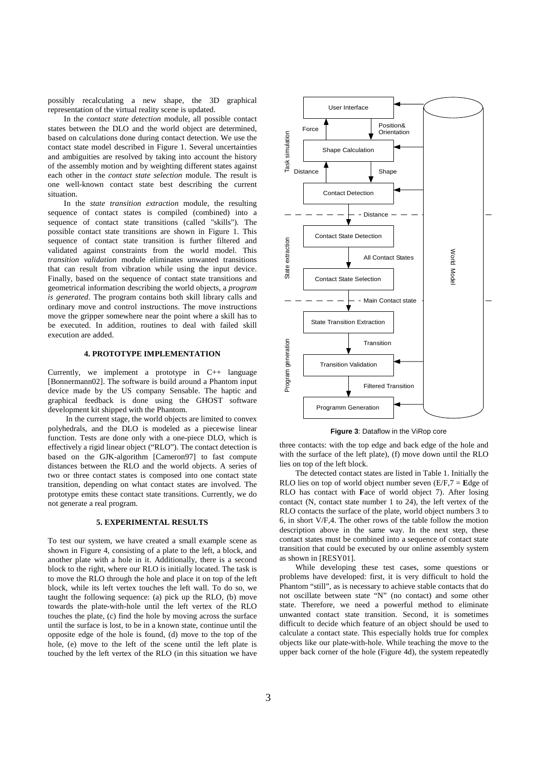possibly recalculating a new shape, the 3D graphical representation of the virtual reality scene is updated.

In the *contact state detection* module, all possible contact states between the DLO and the world object are determined, based on calculations done during contact detection. We use the contact state model described in Figure 1. Several uncertainties and ambiguities are resolved by taking into account the history of the assembly motion and by weighting different states against each other in the *contact state selection* module. The result is one well-known contact state best describing the current situation.

In the *state transition extraction* module, the resulting sequence of contact states is compiled (combined) into a sequence of contact state transitions (called "skills"). The possible contact state transitions are shown in Figure 1. This sequence of contact state transition is further filtered and validated against constraints from the world model. This *transition validation* module eliminates unwanted transitions that can result from vibration while using the input device. Finally, based on the sequence of contact state transitions and geometrical information describing the world objects, a *program is generated*. The program contains both skill library calls and ordinary move and control instructions. The move instructions move the gripper somewhere near the point where a skill has to be executed. In addition, routines to deal with failed skill execution are added.

#### 4. PROTOTYPE IMPLEMENTATION

Currently, we implement a prototype in C++ language [Bonnermann02]. The software is build around a Phantom input device made by the US company Sensable. The haptic and graphical feedback is done using the GHOST software development kit shipped with the Phantom.

In the current stage, the world objects are limited to convex polyhedrals, and the DLO is modeled as a piecewise linear function. Tests are done only with a one-piece DLO, which is effectively a rigid linear object ("RLO"). The contact detection is based on the GJK-algorithm [Cameron97] to fast compute distances between the RLO and the world objects. A series of two or three contact states is composed into one contact state transition, depending on what contact states are involved. The prototype emits these contact state transitions. Currently, we do not generate a real program.

#### 5. EXPERIMENTAL RESULTS

To test our system, we have created a small example scene as shown in Figure 4, consisting of a plate to the left, a block, and another plate with a hole in it. Additionally, there is a second block to the right, where our RLO is initially located. The task is to move the RLO through the hole and place it on top of the left block, while its left vertex touches the left wall. To do so, we taught the following sequence: (a) pick up the RLO, (b) move towards the plate-with-hole until the left vertex of the RLO touches the plate, (c) find the hole by moving across the surface until the surface is lost, to be in a known state, continue until the opposite edge of the hole is found, (d) move to the top of the hole, (e) move to the left of the scene until the left plate is touched by the left vertex of the RLO (in this situation we have three contacts: with the top edge and back edge of the hole and with the surface of the left plate), (f) move down until the RLO lies on top of the left block.

Task simulation: User Interface → (Position & Orientation) → Shape Calculation → (Shape) → Contact Detection; Shape Calculation → (Force) → User Interface; Contact Detection → (Distance) → Shape Calculation

State extraction: (Distance) → Contact State Detection → (All Contact States) → Contact State Selection

Program generation: (Main Contact state) → State Transition Extraction → (Transition) → Transition Validation → (Filtered Transition) → Programm Generation

World Model

**Figure 3**: Dataflow in the ViRop core

The detected contact states are listed in Table 1. Initially the RLO lies on top of world object number seven (E/F,7 = **E**dge of RLO has contact with **F**ace of world object 7). After losing contact (N, contact state number 1 to 24), the left vertex of the RLO contacts the surface of the plate, world object numbers 3 to 6, in short V/F,4. The other rows of the table follow the motion description above in the same way. In the next step, these contact states must be combined into a sequence of contact state transition that could be executed by our online assembly system as shown in [RESY01].

While developing these test cases, some questions or problems have developed: first, it is very difficult to hold the Phantom "still", as is necessary to achieve stable contacts that do not oscillate between state "N" (no contact) and some other state. Therefore, we need a powerful method to eliminate unwanted contact state transition. Second, it is sometimes difficult to decide which feature of an object should be used to calculate a contact state. This especially holds true for complex objects like our plate-with-hole. While teaching the move to the upper back corner of the hole (Figure 4d), the system repeatedly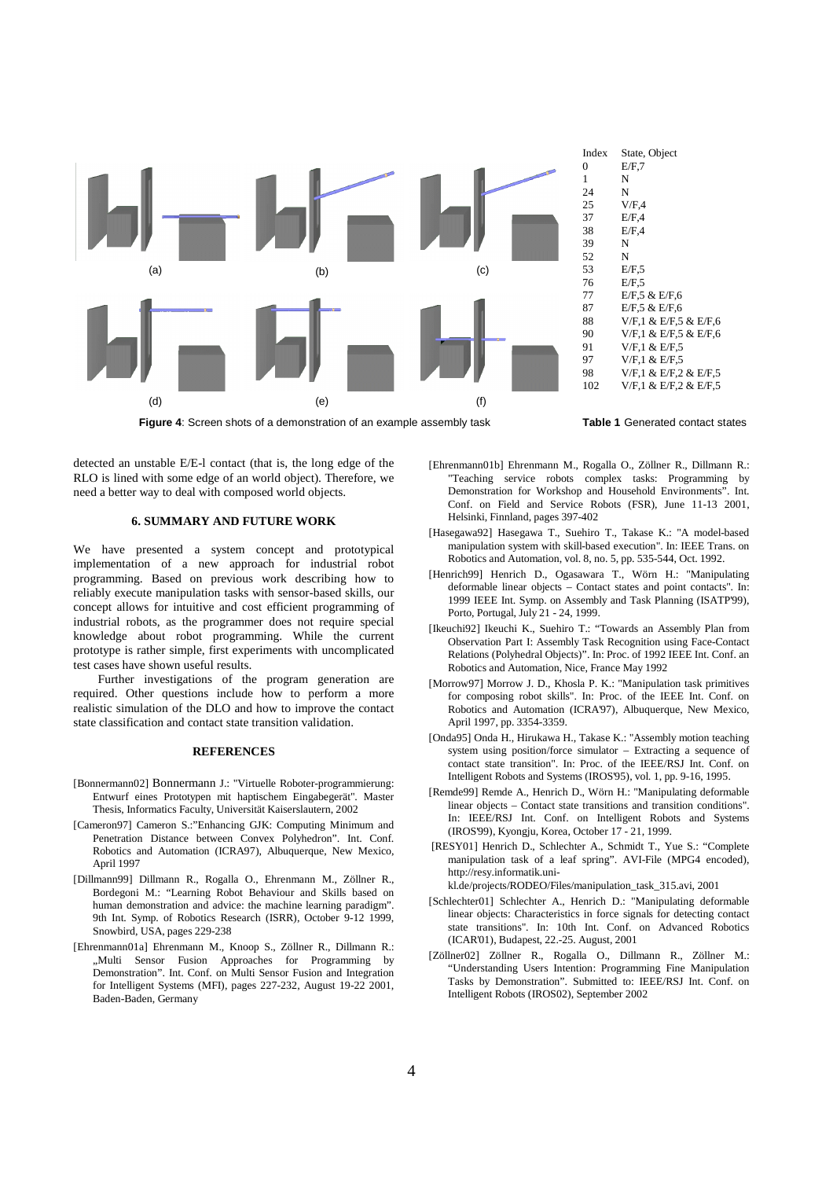(a) (b) (c)

(d) (e) (f)

**Figure 4**: Screen shots of a demonstration of an example assembly task

| Index | State, Object |
|---|---|
| 0 | E/F,7 |
| 1 | N |
| 24 | N |
| 25 | V/F,4 |
| 37 | E/F,4 |
| 38 | E/F,4 |
| 39 | N |
| 52 | N |
| 53 | E/F,5 |
| 76 | E/F,5 |
| 77 | E/F,5 & E/F,6 |
| 87 | E/F,5 & E/F,6 |
| 88 | V/F,1 & E/F,5 & E/F,6 |
| 90 | V/F,1 & E/F,5 & E/F,6 |
| 91 | V/F,1 & E/F,5 |
| 97 | V/F,1 & E/F,5 |
| 98 | V/F,1 & E/F,2 & E/F,5 |
| 102 | V/F,1 & E/F,2 & E/F,5 |

**Table 1** Generated contact states

detected an unstable E/E-l contact (that is, the long edge of the RLO is lined with some edge of an world object). Therefore, we need a better way to deal with composed world objects.

## 6. SUMMARY AND FUTURE WORK

We have presented a system concept and prototypical implementation of a new approach for industrial robot programming. Based on previous work describing how to reliably execute manipulation tasks with sensor-based skills, our concept allows for intuitive and cost efficient programming of industrial robots, as the programmer does not require special knowledge about robot programming. While the current prototype is rather simple, first experiments with uncomplicated test cases have shown useful results.

Further investigations of the program generation are required. Other questions include how to perform a more realistic simulation of the DLO and how to improve the contact state classification and contact state transition validation.

## REFERENCES

[Bonnermann02] Bonnermann J.: "Virtuelle Roboter-programmierung: Entwurf eines Prototypen mit haptischem Eingabegerät". Master Thesis, Informatics Faculty, Universität Kaiserslautern, 2002

[Cameron97] Cameron S.:"Enhancing GJK: Computing Minimum and Penetration Distance between Convex Polyhedron". Int. Conf. Robotics and Automation (ICRA97), Albuquerque, New Mexico, April 1997

[Dillmann99] Dillmann R., Rogalla O., Ehrenmann M., Zöllner R., Bordegoni M.: "Learning Robot Behaviour and Skills based on human demonstration and advice: the machine learning paradigm". 9th Int. Symp. of Robotics Research (ISRR), October 9-12 1999, Snowbird, USA, pages 229-238

[Ehrenmann01a] Ehrenmann M., Knoop S., Zöllner R., Dillmann R.: „Multi Sensor Fusion Approaches for Programming by Demonstration". Int. Conf. on Multi Sensor Fusion and Integration for Intelligent Systems (MFI), pages 227-232, August 19-22 2001, Baden-Baden, Germany

[Ehrenmann01b] Ehrenmann M., Rogalla O., Zöllner R., Dillmann R.: "Teaching service robots complex tasks: Programming by Demonstration for Workshop and Household Environments". Int. Conf. on Field and Service Robots (FSR), June 11-13 2001, Helsinki, Finnland, pages 397-402

[Hasegawa92] Hasegawa T., Suehiro T., Takase K.: "A model-based manipulation system with skill-based execution". In: IEEE Trans. on Robotics and Automation, vol. 8, no. 5, pp. 535-544, Oct. 1992.

[Henrich99] Henrich D., Ogasawara T., Wörn H.: "Manipulating deformable linear objects – Contact states and point contacts". In: 1999 IEEE Int. Symp. on Assembly and Task Planning (ISATP'99), Porto, Portugal, July 21 - 24, 1999.

[Ikeuchi92] Ikeuchi K., Suehiro T.: "Towards an Assembly Plan from Observation Part I: Assembly Task Recognition using Face-Contact Relations (Polyhedral Objects)". In: Proc. of 1992 IEEE Int. Conf. an Robotics and Automation, Nice, France May 1992

[Morrow97] Morrow J. D., Khosla P. K.: "Manipulation task primitives for composing robot skills". In: Proc. of the IEEE Int. Conf. on Robotics and Automation (ICRA'97), Albuquerque, New Mexico, April 1997, pp. 3354-3359.

[Onda95] Onda H., Hirukawa H., Takase K.: "Assembly motion teaching system using position/force simulator – Extracting a sequence of contact state transition". In: Proc. of the IEEE/RSJ Int. Conf. on Intelligent Robots and Systems (IROS'95), vol. 1, pp. 9-16, 1995.

[Remde99] Remde A., Henrich D., Wörn H.: "Manipulating deformable linear objects – Contact state transitions and transition conditions". In: IEEE/RSJ Int. Conf. on Intelligent Robots and Systems (IROS'99), Kyongju, Korea, October 17 - 21, 1999.

[RESY01] Henrich D., Schlechter A., Schmidt T., Yue S.: "Complete manipulation task of a leaf spring". AVI-File (MPG4 encoded), http://resy.informatik.uni-kl.de/projects/RODEO/Files/manipulation_task_315.avi, 2001

[Schlechter01] Schlechter A., Henrich D.: "Manipulating deformable linear objects: Characteristics in force signals for detecting contact state transitions". In: 10th Int. Conf. on Advanced Robotics (ICAR'01), Budapest, 22.-25. August, 2001

[Zöllner02] Zöllner R., Rogalla O., Dillmann R., Zöllner M.: "Understanding Users Intention: Programming Fine Manipulation Tasks by Demonstration". Submitted to: IEEE/RSJ Int. Conf. on Intelligent Robots (IROS02), September 2002